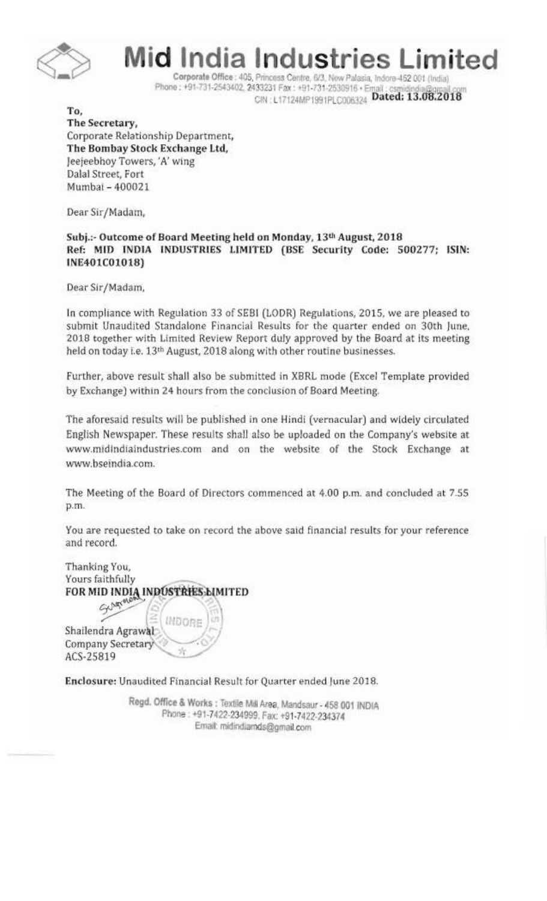# Mid India Industries Limited

Corporate Office : 405, Princess Centre, 6/3, New Palasia, Indore-452 001 (India)
Phone : +91-731-2543402, 2433231 Fax : +91-731-2530916 • Email : csmidindia@gmail.com
CIN : L17124MP1991PLC006324

**Dated: 13.08.2018**

**To,**
**The Secretary,**
Corporate Relationship Department,
**The Bombay Stock Exchange Ltd,**
Jeejeebhoy Towers, 'A' wing
Dalal Street, Fort
Mumbai – 400021

Dear Sir/Madam,

**Subj.:- Outcome of Board Meeting held on Monday, 13th August, 2018**
**Ref: MID INDIA INDUSTRIES LIMITED (BSE Security Code: 500277; ISIN: INE401C01018)**

Dear Sir/Madam,

In compliance with Regulation 33 of SEBI (LODR) Regulations, 2015, we are pleased to submit Unaudited Standalone Financial Results for the quarter ended on 30th June, 2018 together with Limited Review Report duly approved by the Board at its meeting held on today i.e. 13th August, 2018 along with other routine businesses.

Further, above result shall also be submitted in XBRL mode (Excel Template provided by Exchange) within 24 hours from the conclusion of Board Meeting.

The aforesaid results will be published in one Hindi (vernacular) and widely circulated English Newspaper. These results shall also be uploaded on the Company's website at www.midindiaindustries.com and on the website of the Stock Exchange at www.bseindia.com.

The Meeting of the Board of Directors commenced at 4.00 p.m. and concluded at 7.55 p.m.

You are requested to take on record the above said financial results for your reference and record.

Thanking You,
Yours faithfully
**FOR MID INDIA INDUSTRIES LIMITED**

Shailendra Agrawal
Company Secretary
ACS-25819

**Enclosure:** Unaudited Financial Result for Quarter ended June 2018.

Regd. Office & Works : Textile Mill Area, Mandsaur - 458 001 INDIA
Phone : +91-7422-234999, Fax: +91-7422-234374
Email: midindiamds@gmail.com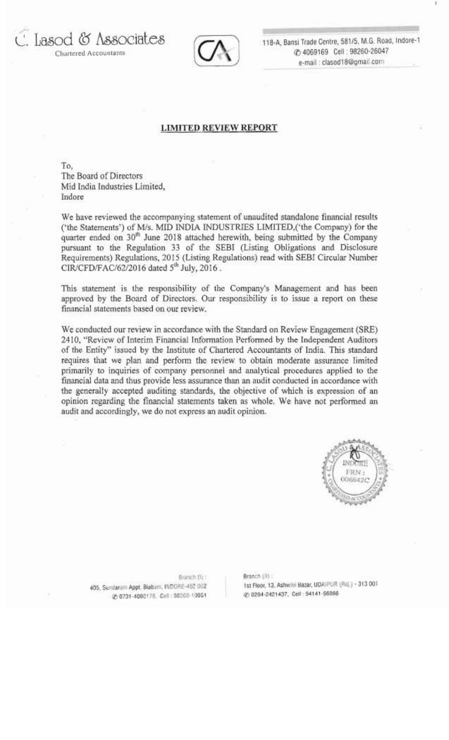C. Lasod & Associates
Chartered Accountants

118-A, Bansi Trade Centre, 581/5, M.G. Road, Indore-1
✆ 4069169 Cell : 98260-26047
e-mail : clasod18@gmail.com

## LIMITED REVIEW REPORT

To,
The Board of Directors
Mid India Industries Limited,
Indore

We have reviewed the accompanying statement of unaudited standalone financial results ('the Statements') of M/s. MID INDIA INDUSTRIES LIMITED,('the Company) for the quarter ended on 30th June 2018 attached herewith, being submitted by the Company pursuant to the Regulation 33 of the SEBI (Listing Obligations and Disclosure Requirements) Regulations, 2015 (Listing Regulations) read with SEBI Circular Number CIR/CFD/FAC/62/2016 dated 5th July, 2016 .

This statement is the responsibility of the Company's Management and has been approved by the Board of Directors. Our responsibility is to issue a report on these financial statements based on our review.

We conducted our review in accordance with the Standard on Review Engagement (SRE) 2410, "Review of Interim Financial Information Performed by the Independent Auditors of the Entity" issued by the Institute of Chartered Accountants of India. This standard requires that we plan and perform the review to obtain moderate assurance limited primarily to inquiries of company personnel and analytical procedures applied to the financial data and thus provide less assurance than an audit conducted in accordance with the generally accepted auditing standards, the objective of which is expression of an opinion regarding the financial statements taken as whole. We have not performed an audit and accordingly, we do not express an audit opinion.

Branch (I) :
405, Sundaram Appt. Biabani, INDORE-452 002
✆ 0731-4080178, Cell : 98260-10951

Branch (II) :
1st Floor, 13, Ashwini Bazar, UDAIPUR (Raj.) - 313 001
✆ 0294-2421437, Cell : 94141-56086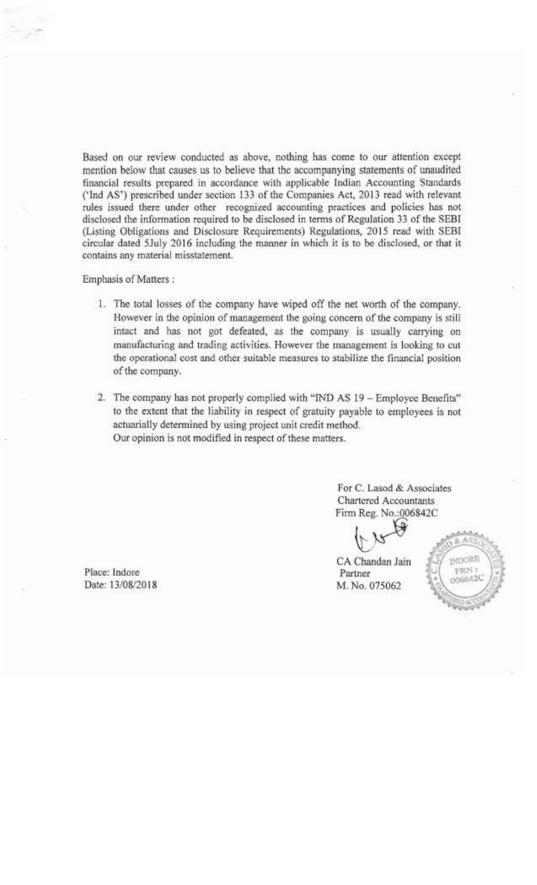Based on our review conducted as above, nothing has come to our attention except mention below that causes us to believe that the accompanying statements of unaudited financial results prepared in accordance with applicable Indian Accounting Standards ('Ind AS') prescribed under section 133 of the Companies Act, 2013 read with relevant rules issued there under other recognized accounting practices and policies has not disclosed the information required to be disclosed in terms of Regulation 33 of the SEBI (Listing Obligations and Disclosure Requirements) Regulations, 2015 read with SEBI circular dated 5July 2016 including the manner in which it is to be disclosed, or that it contains any material misstatement.

Emphasis of Matters :

1. The total losses of the company have wiped off the net worth of the company. However in the opinion of management the going concern of the company is still intact and has not got defeated, as the company is usually carrying on manufacturing and trading activities. However the management is looking to cut the operational cost and other suitable measures to stabilize the financial position of the company.

2. The company has not properly complied with "IND AS 19 – Employee Benefits" to the extent that the liability in respect of gratuity payable to employees is not actuarially determined by using project unit credit method.
   Our opinion is not modified in respect of these matters.

For C. Lasod & Associates
Chartered Accountants
Firm Reg. No.:006842C

CA Chandan Jain
Partner
M. No. 075062

Place: Indore
Date: 13/08/2018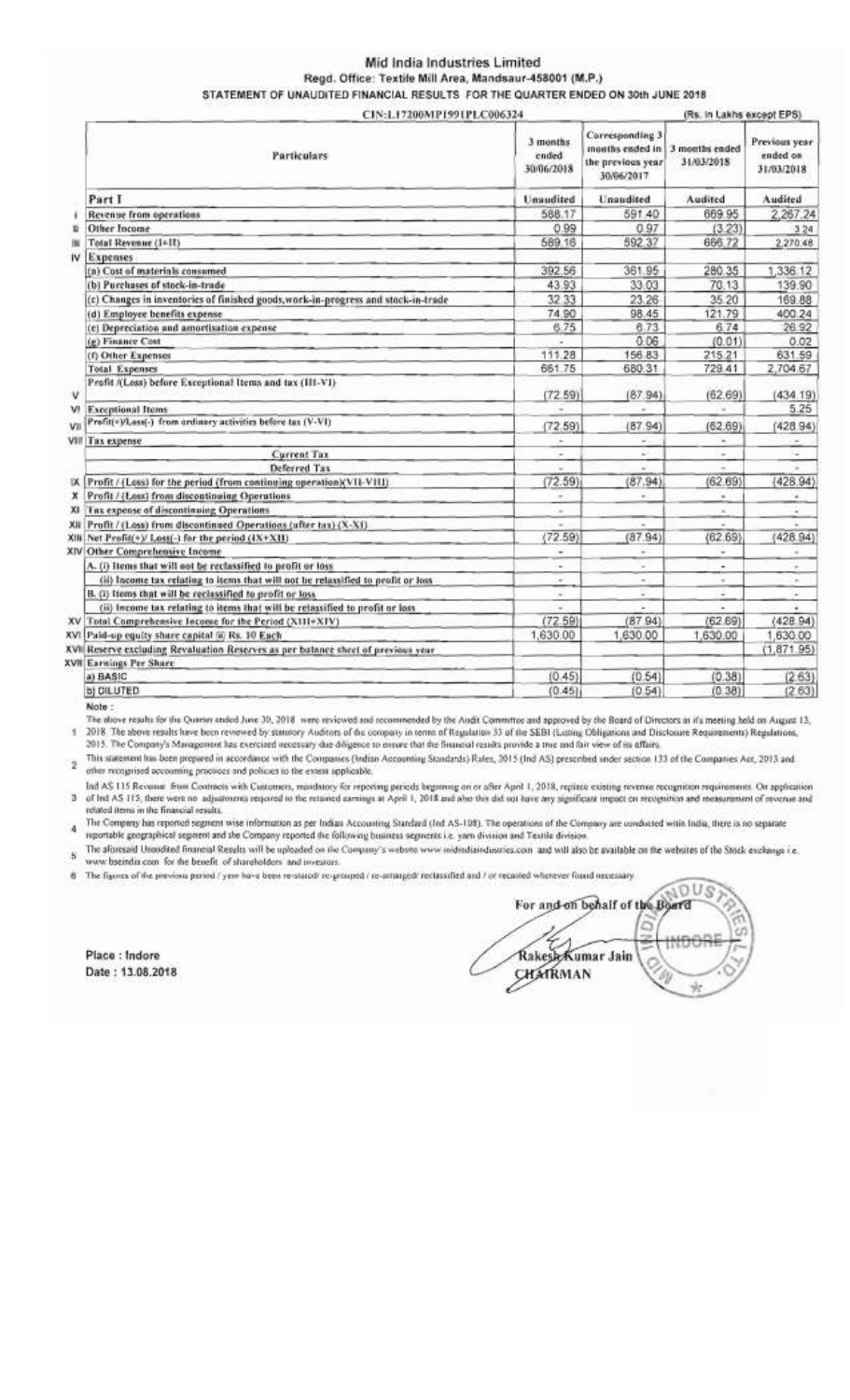# Mid India Industries Limited

**Regd. Office: Textile Mill Area, Mandsaur-458001 (M.P.)**

**STATEMENT OF UNAUDITED FINANCIAL RESULTS FOR THE QUARTER ENDED ON 30th JUNE 2018**

CIN:L17200MP1991PLC006324 (Rs. in Lakhs except EPS)

| | Particulars | 3 months ended 30/06/2018 | Corresponding 3 months ended in the previous year 30/06/2017 | 3 months ended 31/03/2018 | Previous year ended on 31/03/2018 |
|---|---|---|---|---|---|
| | **Part I** | Unaudited | Unaudited | Audited | Audited |
| I | Revenue from operations | 588.17 | 591.40 | 669.95 | 2,267.24 |
| II | Other Income | 0.99 | 0.97 | (3.23) | 3.24 |
| III | Total Revenue (I+II) | 589.16 | 592.37 | 666.72 | 2,270.48 |
| IV | Expenses | | | | |
| | (a) Cost of materials consumed | 392.56 | 361.95 | 280.35 | 1,336.12 |
| | (b) Purchases of stock-in-trade | 43.93 | 33.03 | 70.13 | 139.90 |
| | (c) Changes in inventories of finished goods,work-in-progress and stock-in-trade | 32.33 | 23.26 | 35.20 | 169.88 |
| | (d) Employee benefits expense | 74.90 | 98.45 | 121.79 | 400.24 |
| | (e) Depreciation and amortisation expense | 6.75 | 6.73 | 6.74 | 26.92 |
| | (g) Finance Cost | - | 0.06 | (0.01) | 0.02 |
| | (f) Other Expenses | 111.28 | 156.83 | 215.21 | 631.59 |
| | Total Expenses | 661.75 | 680.31 | 729.41 | 2,704.67 |
| V | Profit /(Loss) before Exceptional Items and tax (III-VI) | (72.59) | (87.94) | (62.69) | (434.19) |
| VI | Exceptional Items | - | - | - | 5.25 |
| VII | Profit(+)/Loss(-) from ordinary activities before tax (V-VI) | (72.59) | (87.94) | (62.69) | (428.94) |
| VIII | Tax expense | - | - | - | - |
| | Current Tax | - | - | - | - |
| | Deferred Tax | - | - | - | - |
| IX | Profit / (Loss) for the period (from continuing operation)(VII-VIII) | (72.59) | (87.94) | (62.69) | (428.94) |
| X | Profit / (Loss) from discontinuing Operations | - | - | - | - |
| XI | Tax expense of discontinuing Operations | - | - | - | - |
| XII | Profit / (Loss) from discontinued Operations (after tax) (X-XI) | - | - | - | - |
| XIII | Net Profit(+)/ Loss(-) for the period (IX+XII) | (72.59) | (87.94) | (62.69) | (428.94) |
| XIV | Other Comprehensive Income | - | - | - | - |
| | A. (i) Items that will not be reclassified to profit or loss | - | - | - | - |
| | (ii) Income tax relating to items that will not be relassified to profit or loss | - | - | - | - |
| | B. (i) Items that will be reclassified to profit or loss | - | - | - | - |
| | (ii) Income tax relating to items that will be relassified to profit or loss | - | - | - | - |
| XV | Total Comprehensive Income for the Period (XIII+XIV) | (72.59) | (87.94) | (62.69) | (428.94) |
| XVI | Paid-up equity share capital @ Rs. 10 Each | 1,630.00 | 1,630.00 | 1,630.00 | 1,630.00 |
| XVII | Reserve excluding Revaluation Reserves as per balance sheet of previous year | | | | (1,871.95) |
| XVIII | Earnings Per Share | | | | |
| | a) BASIC | (0.45) | (0.54) | (0.38) | (2.63) |
| | b) DILUTED | (0.45) | (0.54) | (0.38) | (2.63) |

Note :

1. The above results for the Quarter ended June 30, 2018 were reviewed and recommended by the Audit Committee and approved by the Board of Directors at it's meeting held on August 13, 2018. The above results have been reviewed by statutory Auditors of the company in terms of Regulation 33 of the SEBI (Listing Obligations and Disclosure Requirements) Regulations, 2015. The Company's Management has exercised necessary due diligence to ensure that the financial results provide a true and fair view of its affairs.
2. This statement has been prepared in accordance with the Companies (Indian Accounting Standards) Rules, 2015 (Ind AS) prescribed under section 133 of the Companies Act, 2013 and other recognised accounting practices and policies to the extent applicable.
3. Ind AS 115 Revenue from Contracts with Customers, mandatory for reporting periods beginning on or after April 1, 2018, replace existing revenue recognition requirements. On application of Ind AS 115, there were no adjustments required to the retained earnings at April 1, 2018 and also this did not have any significant impact on recognition and measurement of revenue and related items in the financial results.
4. The Company has reported segment wise information as per Indian Accounting Standard (Ind AS-108). The operations of the Company are conducted within India, there is no separate reportable geographical segment and the Company reported the following business segments i.e. yarn division and Textile division.
5. The aforesaid Unaudited financial Results will be uploaded on the Company's website www.midindiaindustries.com and will also be available on the websites of the Stock exchange i.e. www.bseindia.com for the benefit of shareholders and investors.
6. The figures of the previous period / year have been re-stated/ re-grouped / re-arranged/ reclassified and / or recasted wherever found necessary.

For and on behalf of the Board

Rakesh Kumar Jain
CHAIRMAN

Place : Indore
Date : 13.08.2018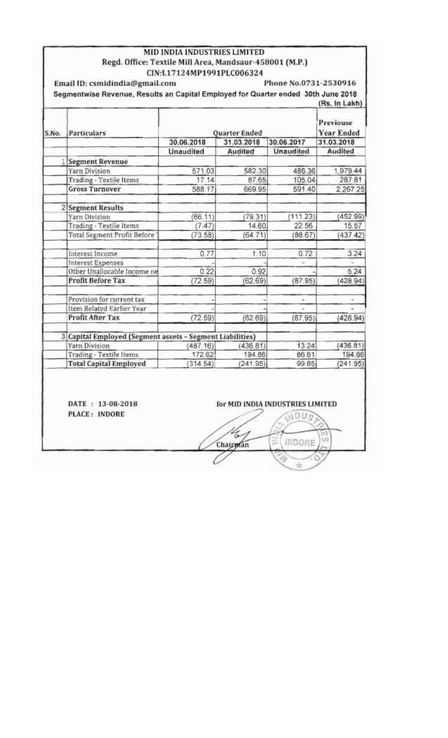**MID INDIA INDUSTRIES LIMITED**

**Regd. Office: Textile Mill Area, Mandsaur-458001 (M.P.)**

**CIN:L17124MP1991PLC006324**

Email ID: csmidindia@gmail.com    Phone No.0731-2530916

**Segmentwise Revenue, Results an Capital Employed for Quarter ended 30th June 2018**

(Rs. In Lakh)

| S.No. | Particulars | Quarter Ended | | | Previouse Year Ended |
|---|---|---|---|---|---|
| | | 30.06.2018 | 31.03.2018 | 30.06.2017 | 31.03.2018 |
| | | Unaudited | Audited | Unaudited | Audited |
| 1 | **Segment Revenue** | | | | |
| | Yarn Division | 571.03 | 582.30 | 486.36 | 1,979.44 |
| | Trading - Textile Items | 17.14 | 87.65 | 105.04 | 287.81 |
| | **Gross Turnover** | 588.17 | 669.95 | 591.40 | 2,267.25 |
| 2 | **Segment Results** | | | | |
| | Yarn Division | (66.11) | (79.31) | (111.23) | (452.99) |
| | Trading - Textile Items | (7.47) | 14.60 | 22.56 | 15.57 |
| | Total Segment Profit Before | (73.58) | (64.71) | (88.67) | (437.42) |
| | Interest Income | 0.77 | 1.10 | 0.72 | 3.24 |
| | Interest Expenses | - | - | - | - |
| | Other Unallocable Income ne | 0.22 | 0.92 | - | 5.24 |
| | **Profit Before Tax** | (72.59) | (62.69) | (87.95) | (428.94) |
| | Provision for current tax | - | - | - | - |
| | Item Related Earlier Year | - | - | - | - |
| | **Profit After Tax** | (72.59) | (62.69) | (87.95) | (428.94) |
| 3 | **Capital Employed (Segment assets - Segment Liabilities)** | | | | |
| | Yarn Division | (487.16) | (436.81) | 13.24 | (436.81) |
| | Trading - Textile Items | 172.62 | 194.86 | 86.61 | 194.86 |
| | **Total Capital Employed** | (314.54) | (241.95) | 99.85 | (241.95) |

DATE : 13-08-2018

PLACE : INDORE

for MID INDIA INDUSTRIES LIMITED

Chairman